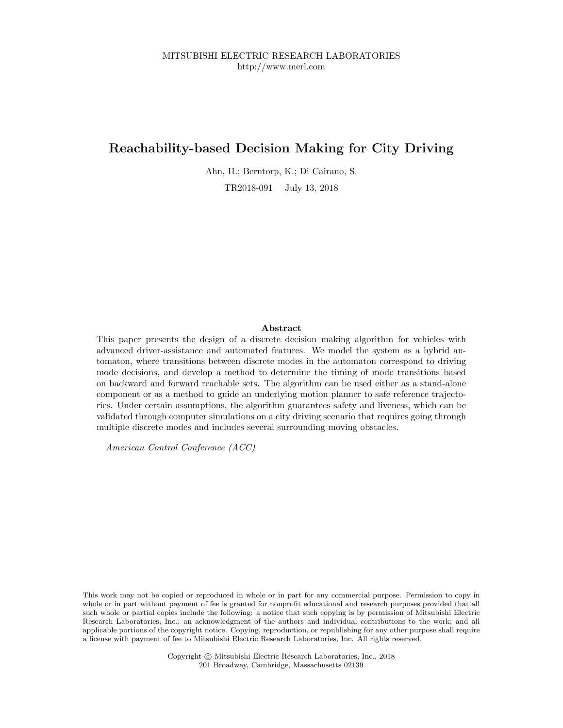MITSUBISHI ELECTRIC RESEARCH LABORATORIES
http://www.merl.com

# Reachability-based Decision Making for City Driving

Ahn, H.; Berntorp, K.; Di Cairano, S.

TR2018-091 July 13, 2018

## Abstract

This paper presents the design of a discrete decision making algorithm for vehicles with advanced driver-assistance and automated features. We model the system as a hybrid automaton, where transitions between discrete modes in the automaton correspond to driving mode decisions, and develop a method to determine the timing of mode transitions based on backward and forward reachable sets. The algorithm can be used either as a stand-alone component or as a method to guide an underlying motion planner to safe reference trajectories. Under certain assumptions, the algorithm guarantees safety and liveness, which can be validated through computer simulations on a city driving scenario that requires going through multiple discrete modes and includes several surrounding moving obstacles.

*American Control Conference (ACC)*

This work may not be copied or reproduced in whole or in part for any commercial purpose. Permission to copy in whole or in part without payment of fee is granted for nonprofit educational and research purposes provided that all such whole or partial copies include the following: a notice that such copying is by permission of Mitsubishi Electric Research Laboratories, Inc.; an acknowledgment of the authors and individual contributions to the work; and all applicable portions of the copyright notice. Copying, reproduction, or republishing for any other purpose shall require a license with payment of fee to Mitsubishi Electric Research Laboratories, Inc. All rights reserved.

Copyright © Mitsubishi Electric Research Laboratories, Inc., 2018
201 Broadway, Cambridge, Massachusetts 02139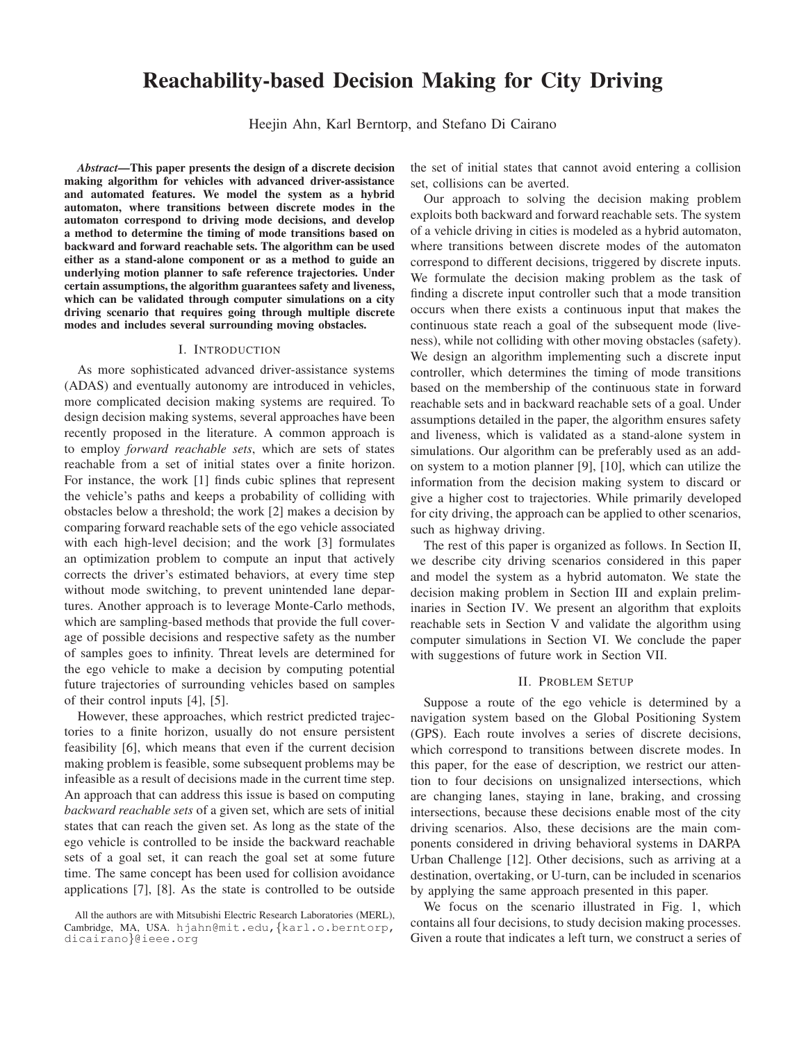# Reachability-based Decision Making for City Driving

Heejin Ahn, Karl Berntorp, and Stefano Di Cairano

***Abstract*—This paper presents the design of a discrete decision making algorithm for vehicles with advanced driver-assistance and automated features. We model the system as a hybrid automaton, where transitions between discrete modes in the automaton correspond to driving mode decisions, and develop a method to determine the timing of mode transitions based on backward and forward reachable sets. The algorithm can be used either as a stand-alone component or as a method to guide an underlying motion planner to safe reference trajectories. Under certain assumptions, the algorithm guarantees safety and liveness, which can be validated through computer simulations on a city driving scenario that requires going through multiple discrete modes and includes several surrounding moving obstacles.**

## I. Introduction

As more sophisticated advanced driver-assistance systems (ADAS) and eventually autonomy are introduced in vehicles, more complicated decision making systems are required. To design decision making systems, several approaches have been recently proposed in the literature. A common approach is to employ *forward reachable sets*, which are sets of states reachable from a set of initial states over a finite horizon. For instance, the work [1] finds cubic splines that represent the vehicle's paths and keeps a probability of colliding with obstacles below a threshold; the work [2] makes a decision by comparing forward reachable sets of the ego vehicle associated with each high-level decision; and the work [3] formulates an optimization problem to compute an input that actively corrects the driver's estimated behaviors, at every time step without mode switching, to prevent unintended lane departures. Another approach is to leverage Monte-Carlo methods, which are sampling-based methods that provide the full coverage of possible decisions and respective safety as the number of samples goes to infinity. Threat levels are determined for the ego vehicle to make a decision by computing potential future trajectories of surrounding vehicles based on samples of their control inputs [4], [5].

However, these approaches, which restrict predicted trajectories to a finite horizon, usually do not ensure persistent feasibility [6], which means that even if the current decision making problem is feasible, some subsequent problems may be infeasible as a result of decisions made in the current time step. An approach that can address this issue is based on computing *backward reachable sets* of a given set, which are sets of initial states that can reach the given set. As long as the state of the ego vehicle is controlled to be inside the backward reachable sets of a goal set, it can reach the goal set at some future time. The same concept has been used for collision avoidance applications [7], [8]. As the state is controlled to be outside the set of initial states that cannot avoid entering a collision set, collisions can be averted.

Our approach to solving the decision making problem exploits both backward and forward reachable sets. The system of a vehicle driving in cities is modeled as a hybrid automaton, where transitions between discrete modes of the automaton correspond to different decisions, triggered by discrete inputs. We formulate the decision making problem as the task of finding a discrete input controller such that a mode transition occurs when there exists a continuous input that makes the continuous state reach a goal of the subsequent mode (liveness), while not colliding with other moving obstacles (safety). We design an algorithm implementing such a discrete input controller, which determines the timing of mode transitions based on the membership of the continuous state in forward reachable sets and in backward reachable sets of a goal. Under assumptions detailed in the paper, the algorithm ensures safety and liveness, which is validated as a stand-alone system in simulations. Our algorithm can be preferably used as an add-on system to a motion planner [9], [10], which can utilize the information from the decision making system to discard or give a higher cost to trajectories. While primarily developed for city driving, the approach can be applied to other scenarios, such as highway driving.

The rest of this paper is organized as follows. In Section II, we describe city driving scenarios considered in this paper and model the system as a hybrid automaton. We state the decision making problem in Section III and explain preliminaries in Section IV. We present an algorithm that exploits reachable sets in Section V and validate the algorithm using computer simulations in Section VI. We conclude the paper with suggestions of future work in Section VII.

## II. Problem Setup

Suppose a route of the ego vehicle is determined by a navigation system based on the Global Positioning System (GPS). Each route involves a series of discrete decisions, which correspond to transitions between discrete modes. In this paper, for the ease of description, we restrict our attention to four decisions on unsignalized intersections, which are changing lanes, staying in lane, braking, and crossing intersections, because these decisions enable most of the city driving scenarios. Also, these decisions are the main components considered in driving behavioral systems in DARPA Urban Challenge [12]. Other decisions, such as arriving at a destination, overtaking, or U-turn, can be included in scenarios by applying the same approach presented in this paper.

We focus on the scenario illustrated in Fig. 1, which contains all four decisions, to study decision making processes. Given a route that indicates a left turn, we construct a series of

All the authors are with Mitsubishi Electric Research Laboratories (MERL), Cambridge, MA, USA. hjahn@mit.edu, {karl.o.berntorp, dicairano}@ieee.org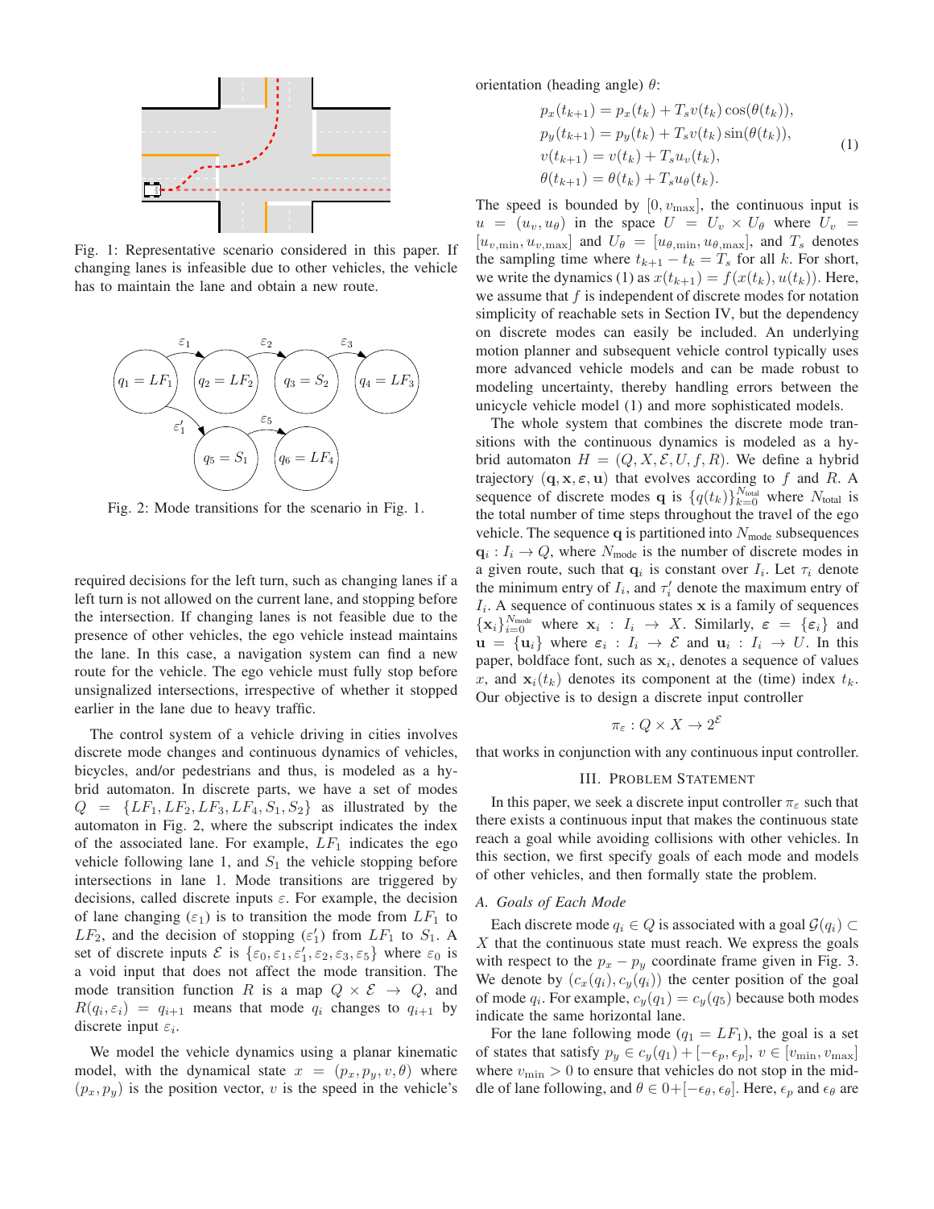Fig. 1: Representative scenario considered in this paper. If changing lanes is infeasible due to other vehicles, the vehicle has to maintain the lane and obtain a new route.

Fig. 2: Mode transitions for the scenario in Fig. 1.

required decisions for the left turn, such as changing lanes if a left turn is not allowed on the current lane, and stopping before the intersection. If changing lanes is not feasible due to the presence of other vehicles, the ego vehicle instead maintains the lane. In this case, a navigation system can find a new route for the vehicle. The ego vehicle must fully stop before unsignalized intersections, irrespective of whether it stopped earlier in the lane due to heavy traffic.

The control system of a vehicle driving in cities involves discrete mode changes and continuous dynamics of vehicles, bicycles, and/or pedestrians and thus, is modeled as a hybrid automaton. In discrete parts, we have a set of modes $Q = \{LF_1, LF_2, LF_3, LF_4, S_1, S_2\}$ as illustrated by the automaton in Fig. 2, where the subscript indicates the index of the associated lane. For example, $LF_1$ indicates the ego vehicle following lane 1, and $S_1$ the vehicle stopping before intersections in lane 1. Mode transitions are triggered by decisions, called discrete inputs $\varepsilon$. For example, the decision of lane changing ($\varepsilon_1$) is to transition the mode from $LF_1$ to $LF_2$, and the decision of stopping ($\varepsilon_1'$) from $LF_1$ to $S_1$. A set of discrete inputs $\mathcal{E}$ is $\{\varepsilon_0, \varepsilon_1, \varepsilon_1', \varepsilon_2, \varepsilon_3, \varepsilon_5\}$ where $\varepsilon_0$ is a void input that does not affect the mode transition. The mode transition function $R$ is a map $Q \times \mathcal{E} \rightarrow Q$, and $R(q_i, \varepsilon_i) = q_{i+1}$ means that mode $q_i$ changes to $q_{i+1}$ by discrete input $\varepsilon_i$.

We model the vehicle dynamics using a planar kinematic model, with the dynamical state $x = (p_x, p_y, v, \theta)$ where $(p_x, p_y)$ is the position vector, $v$ is the speed in the vehicle's orientation (heading angle) $\theta$:

$$
\begin{aligned}
p_x(t_{k+1}) &= p_x(t_k) + T_s v(t_k) \cos(\theta(t_k)), \\
p_y(t_{k+1}) &= p_y(t_k) + T_s v(t_k) \sin(\theta(t_k)), \\
v(t_{k+1}) &= v(t_k) + T_s u_v(t_k), \\
\theta(t_{k+1}) &= \theta(t_k) + T_s u_\theta(t_k).
\end{aligned} \tag{1}
$$

The speed is bounded by $[0, v_{\max}]$, the continuous input is $u = (u_v, u_\theta)$ in the space $U = U_v \times U_\theta$ where $U_v = [u_{v,\min}, u_{v,\max}]$ and $U_\theta = [u_{\theta,\min}, u_{\theta,\max}]$, and $T_s$ denotes the sampling time where $t_{k+1} - t_k = T_s$ for all $k$. For short, we write the dynamics (1) as $x(t_{k+1}) = f(x(t_k), u(t_k))$. Here, we assume that $f$ is independent of discrete modes for notation simplicity of reachable sets in Section IV, but the dependency on discrete modes can easily be included. An underlying motion planner and subsequent vehicle control typically uses more advanced vehicle models and can be made robust to modeling uncertainty, thereby handling errors between the unicycle vehicle model (1) and more sophisticated models.

The whole system that combines the discrete mode transitions with the continuous dynamics is modeled as a hybrid automaton $H = (Q, X, \mathcal{E}, U, f, R)$. We define a hybrid trajectory $(\mathbf{q}, \mathbf{x}, \boldsymbol{\varepsilon}, \mathbf{u})$ that evolves according to $f$ and $R$. A sequence of discrete modes $\mathbf{q}$ is $\{q(t_k)\}_{k=0}^{N_{\text{total}}}$ where $N_{\text{total}}$ is the total number of time steps throughout the travel of the ego vehicle. The sequence $\mathbf{q}$ is partitioned into $N_{\text{mode}}$ subsequences $\mathbf{q}_i : I_i \rightarrow Q$, where $N_{\text{mode}}$ is the number of discrete modes in a given route, such that $\mathbf{q}_i$ is constant over $I_i$. Let $\tau_i$ denote the minimum entry of $I_i$, and $\tau_i'$ denote the maximum entry of $I_i$. A sequence of continuous states $\mathbf{x}$ is a family of sequences $\{\mathbf{x}_i\}_{i=0}^{N_{\text{mode}}}$ where $\mathbf{x}_i : I_i \rightarrow X$. Similarly, $\boldsymbol{\varepsilon} = \{\boldsymbol{\varepsilon}_i\}$ and $\mathbf{u} = \{\mathbf{u}_i\}$ where $\boldsymbol{\varepsilon}_i : I_i \rightarrow \mathcal{E}$ and $\mathbf{u}_i : I_i \rightarrow U$. In this paper, boldface font, such as $\mathbf{x}_i$, denotes a sequence of values $x$, and $\mathbf{x}_i(t_k)$ denotes its component at the (time) index $t_k$. Our objective is to design a discrete input controller

$$
\pi_\varepsilon : Q \times X \rightarrow 2^{\mathcal{E}}
$$

that works in conjunction with any continuous input controller.

## III. Problem Statement

In this paper, we seek a discrete input controller $\pi_\varepsilon$ such that there exists a continuous input that makes the continuous state reach a goal while avoiding collisions with other vehicles. In this section, we first specify goals of each mode and models of other vehicles, and then formally state the problem.

### A. Goals of Each Mode

Each discrete mode $q_i \in Q$ is associated with a goal $\mathcal{G}(q_i) \subset X$ that the continuous state must reach. We express the goals with respect to the $p_x - p_y$ coordinate frame given in Fig. 3. We denote by $(c_x(q_i), c_y(q_i))$ the center position of the goal of mode $q_i$. For example, $c_y(q_1) = c_y(q_5)$ because both modes indicate the same horizontal lane.

For the lane following mode ($q_1 = LF_1$), the goal is a set of states that satisfy $p_y \in c_y(q_1) + [-\epsilon_p, \epsilon_p]$, $v \in [v_{\min}, v_{\max}]$ where $v_{\min} > 0$ to ensure that vehicles do not stop in the middle of lane following, and $\theta \in 0 + [-\epsilon_\theta, \epsilon_\theta]$. Here, $\epsilon_p$ and $\epsilon_\theta$ are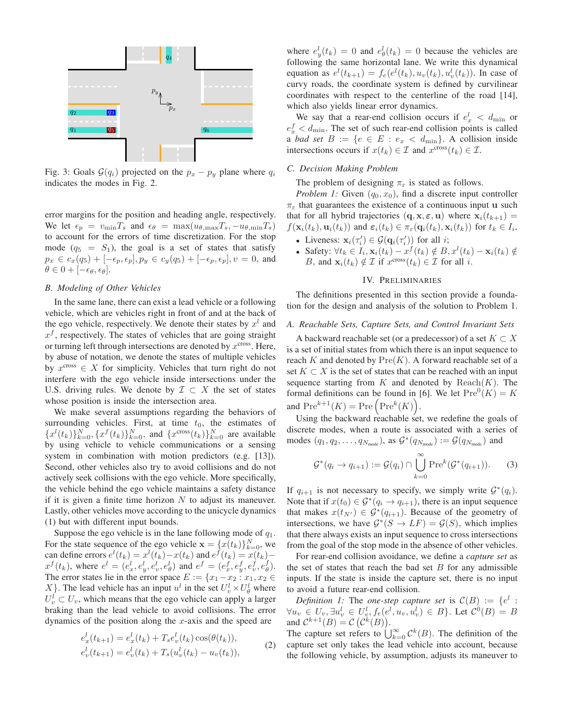Fig. 3: Goals $\mathcal{G}(q_i)$ projected on the $p_x - p_y$ plane where $q_i$ indicates the modes in Fig. 2.

error margins for the position and heading angle, respectively. We let $\epsilon_p = v_{\min} T_s$ and $\epsilon_\theta = \max(u_{\theta,\max} T_s, -u_{\theta,\min} T_s)$ to account for the errors of time discretization. For the stop mode ($q_5 = S_1$), the goal is a set of states that satisfy $p_x \in c_x(q_5) + [-\epsilon_p, \epsilon_p], p_y \in c_y(q_5) + [-\epsilon_p, \epsilon_p], v = 0$, and $\theta \in 0 + [-\epsilon_\theta, \epsilon_\theta]$.

### B. Modeling of Other Vehicles

In the same lane, there can exist a lead vehicle or a following vehicle, which are vehicles right in front of and at the back of the ego vehicle, respectively. We denote their states by $x^l$ and $x^f$, respectively. The states of vehicles that are going straight or turning left through intersections are denoted by $x^{\text{cross}}$. Here, by abuse of notation, we denote the states of multiple vehicles by $x^{\text{cross}} \in X$ for simplicity. Vehicles that turn right do not interfere with the ego vehicle inside intersections under the U.S. driving rules. We denote by $\mathcal{I} \subset X$ the set of states whose position is inside the intersection area.

We make several assumptions regarding the behaviors of surrounding vehicles. First, at time $t_0$, the estimates of $\{x^l(t_k)\}_{k=0}^N, \{x^f(t_k)\}_{k=0}^N$, and $\{x^{\text{cross}}(t_k)\}_{k=0}^N$ are available by using vehicle to vehicle communications or a sensing system in combination with motion predictors (e.g. [13]). Second, other vehicles also try to avoid collisions and do not actively seek collisions with the ego vehicle. More specifically, the vehicle behind the ego vehicle maintains a safety distance if it is given a finite time horizon $N$ to adjust its maneuver. Lastly, other vehicles move according to the unicycle dynamics (1) but with different input bounds.

Suppose the ego vehicle is in the lane following mode of $q_1$. For the state sequence of the ego vehicle $\mathbf{x} = \{x(t_k)\}_{k=0}^N$, we can define errors $e^l(t_k) = x^l(t_k) - x(t_k)$ and $e^f(t_k) = x(t_k) - x^f(t_k)$, where $e^l = (e^l_x, e^l_y, e^l_v, e^l_\theta)$ and $e^f = (e^f_x, e^f_y, e^f_v, e^f_\theta)$. The error states lie in the error space $E := \{x_1 - x_2 : x_1, x_2 \in X\}$. The lead vehicle has an input $u^l$ in the set $U^l_v \times U^l_\theta$ where $U^l_v \subset U_v$, which means that the ego vehicle can apply a larger braking than the lead vehicle to avoid collisions. The error dynamics of the position along the $x$-axis and the speed are

$$
\begin{aligned}
e^l_x(t_{k+1}) &= e^l_x(t_k) + T_s e^l_v(t_k) \cos(\theta(t_k)), \\
e^l_v(t_{k+1}) &= e^l_v(t_k) + T_s(u^l_v(t_k) - u_v(t_k)),
\end{aligned} \tag{2}
$$

where $e^l_y(t_k) = 0$ and $e^l_\theta(t_k) = 0$ because the vehicles are following the same horizontal lane. We write this dynamical equation as $e^l(t_{k+1}) = f_e(e^l(t_k), u_v(t_k), u^l_v(t_k))$. In case of curvy roads, the coordinate system is defined by curvilinear coordinates with respect to the centerline of the road [14], which also yields linear error dynamics.

We say that a rear-end collision occurs if $e^l_x < d_{\min}$ or $e^f_x < d_{\min}$. The set of such rear-end collision points is called a *bad set* $B := \{e \in E : e_x < d_{\min}\}$. A collision inside intersections occurs if $x(t_k) \in \mathcal{I}$ and $x^{\text{cross}}(t_k) \in \mathcal{I}$.

### C. Decision Making Problem

The problem of designing $\pi_\varepsilon$ is stated as follows.

*Problem 1:* Given $(q_0, x_0)$, find a discrete input controller $\pi_\varepsilon$ that guarantees the existence of a continuous input $\mathbf{u}$ such that for all hybrid trajectories $(\mathbf{q}, \mathbf{x}, \varepsilon, \mathbf{u})$ where $\mathbf{x}_i(t_{k+1}) = f(\mathbf{x}_i(t_k), \mathbf{u}_i(t_k))$ and $\varepsilon_i(t_k) \in \pi_\varepsilon(\mathbf{q}_i(t_k), \mathbf{x}_i(t_k))$ for $t_k \in I_i$,

- Liveness: $\mathbf{x}_i(\tau'_i) \in \mathcal{G}(\mathbf{q}_i(\tau'_i))$ for all $i$;
- Safety: $\forall t_k \in I_i, \mathbf{x}_i(t_k) - x^f(t_k) \notin B, x^l(t_k) - \mathbf{x}_i(t_k) \notin B$, and $\mathbf{x}_i(t_k) \notin \mathcal{I}$ if $x^{\text{cross}}(t_k) \in \mathcal{I}$ for all $i$.

## IV. Preliminaries

The definitions presented in this section provide a foundation for the design and analysis of the solution to Problem 1.

### A. Reachable Sets, Capture Sets, and Control Invariant Sets

A backward reachable set (or a predecessor) of a set $K \subset X$ is a set of initial states from which there is an input sequence to reach $K$ and denoted by $\text{Pre}(K)$. A forward reachable set of a set $K \subset X$ is the set of states that can be reached with an input sequence starting from $K$ and denoted by $\text{Reach}(K)$. The formal definitions can be found in [6]. We let $\text{Pre}^0(K) = K$ and $\text{Pre}^{k+1}(K) = \text{Pre}\left(\text{Pre}^k(K)\right)$.

Using the backward reachable set, we redefine the goals of discrete modes, when a route is associated with a series of modes $(q_1, q_2, \ldots, q_{N_{\text{mode}}})$, as $\mathcal{G}^*(q_{N_{\text{mode}}}) := \mathcal{G}(q_{N_{\text{mode}}})$ and

$$
\mathcal{G}^*(q_i \to q_{i+1}) := \mathcal{G}(q_i) \cap \bigcup_{k=0}^{\infty} \text{Pre}^k(\mathcal{G}^*(q_{i+1})). \tag{3}
$$

If $q_{i+1}$ is not necessary to specify, we simply write $\mathcal{G}^*(q_i)$. Note that if $x(t_0) \in \mathcal{G}^*(q_i \to q_{i+1})$, there is an input sequence that makes $x(t_{N'}) \in \mathcal{G}^*(q_{i+1})$. Because of the geometry of intersections, we have $\mathcal{G}^*(S \to LF) = \mathcal{G}(S)$, which implies that there always exists an input sequence to cross intersections from the goal of the stop mode in the absence of other vehicles.

For rear-end collision avoidance, we define a *capture set* as the set of states that reach the bad set $B$ for any admissible inputs. If the state is inside the capture set, there is no input to avoid a future rear-end collision.

*Definition 1:* The *one-step capture set* is $\mathcal{C}(B) := \{e^l : \forall u_v \in U_v, \exists u^l_v \in U^l_v, f_e(e^l, u_v, u^l_v) \in B\}$. Let $\mathcal{C}^0(B) = B$ and $\mathcal{C}^{k+1}(B) = \mathcal{C}\left(\mathcal{C}^k(B)\right)$.

The capture set refers to $\bigcup_{k=0}^{\infty} \mathcal{C}^k(B)$. The definition of the capture set only takes the lead vehicle into account, because the following vehicle, by assumption, adjusts its maneuver to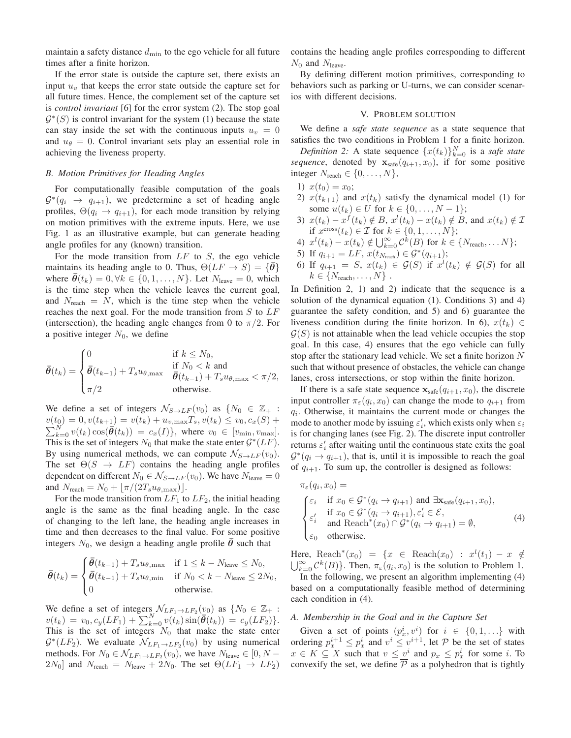maintain a safety distance $d_{\min}$ to the ego vehicle for all future times after a finite horizon.

If the error state is outside the capture set, there exists an input $u_v$ that keeps the error state outside the capture set for all future times. Hence, the complement set of the capture set is *control invariant* [6] for the error system (2). The stop goal $\mathcal{G}^*(S)$ is control invariant for the system (1) because the state can stay inside the set with the continuous inputs $u_v = 0$ and $u_\theta = 0$. Control invariant sets play an essential role in achieving the liveness property.

### B. Motion Primitives for Heading Angles

For computationally feasible computation of the goals $\mathcal{G}^*(q_i \to q_{i+1})$, we predetermine a set of heading angle profiles, $\Theta(q_i \to q_{i+1})$, for each mode transition by relying on motion primitives with the extreme inputs. Here, we use Fig. 1 as an illustrative example, but can generate heading angle profiles for any (known) transition.

For the mode transition from $LF$ to $S$, the ego vehicle maintains its heading angle to 0. Thus, $\Theta(LF \to S) = \{\bar{\boldsymbol{\theta}}\}$ where $\bar{\boldsymbol{\theta}}(t_k) = 0, \forall k \in \{0, 1, \ldots, N\}$. Let $N_{\text{leave}} = 0$, which is the time step when the vehicle leaves the current goal, and $N_{\text{reach}} = N$, which is the time step when the vehicle reaches the next goal. For the mode transition from $S$ to $LF$ (intersection), the heading angle changes from 0 to $\pi/2$. For a positive integer $N_0$, we define

$$\bar{\boldsymbol{\theta}}(t_k) = \begin{cases} 0 & \text{if } k \leq N_0, \\ \bar{\boldsymbol{\theta}}(t_{k-1}) + T_s u_{\theta,\max} & \text{if } N_0 < k \text{ and } \\ & \bar{\boldsymbol{\theta}}(t_{k-1}) + T_s u_{\theta,\max} < \pi/2, \\ \pi/2 & \text{otherwise.} \end{cases}$$

We define a set of integers $\mathcal{N}_{S \to LF}(v_0)$ as $\{N_0 \in \mathbb{Z}_+ : v(t_0) = 0, v(t_{k+1}) = v(t_k) + u_{v,\max} T_s, v(t_k) \leq v_0, c_x(S) + \sum_{k=0}^{N} v(t_k) \cos(\bar{\boldsymbol{\theta}}(t_k)) = c_x(I)\}$, where $v_0 \in [v_{\min}, v_{\max}]$. This is the set of integers $N_0$ that make the state enter $\mathcal{G}^*(LF)$. By using numerical methods, we can compute $\mathcal{N}_{S \to LF}(v_0)$. The set $\Theta(S \to LF)$ contains the heading angle profiles dependent on different $N_0 \in \mathcal{N}_{S \to LF}(v_0)$. We have $N_{\text{leave}} = 0$ and $N_{\text{reach}} = N_0 + \lfloor \pi/(2T_s u_{\theta,\max}) \rfloor$.

For the mode transition from $LF_1$ to $LF_2$, the initial heading angle is the same as the final heading angle. In the case of changing to the left lane, the heading angle increases in time and then decreases to the final value. For some positive integers $N_0$, we design a heading angle profile $\bar{\boldsymbol{\theta}}$ such that

$$\bar{\boldsymbol{\theta}}(t_k) = \begin{cases} \bar{\boldsymbol{\theta}}(t_{k-1}) + T_s u_{\theta,\max} & \text{if } 1 \leq k - N_{\text{leave}} \leq N_0, \\ \bar{\boldsymbol{\theta}}(t_{k-1}) + T_s u_{\theta,\min} & \text{if } N_0 < k - N_{\text{leave}} \leq 2N_0, \\ 0 & \text{otherwise.} \end{cases}$$

We define a set of integers $\mathcal{N}_{LF_1 \to LF_2}(v_0)$ as $\{N_0 \in \mathbb{Z}_+ : v(t_k) = v_0, c_y(LF_1) + \sum_{k=0}^{N} v(t_k) \sin(\bar{\boldsymbol{\theta}}(t_k)) = c_y(LF_2)\}$. This is the set of integers $N_0$ that make the state enter $\mathcal{G}^*(LF_2)$. We evaluate $\mathcal{N}_{LF_1 \to LF_2}(v_0)$ by using numerical methods. For $N_0 \in \mathcal{N}_{LF_1 \to LF_2}(v_0)$, we have $N_{\text{leave}} \in [0, N - 2N_0]$ and $N_{\text{reach}} = N_{\text{leave}} + 2N_0$. The set $\Theta(LF_1 \to LF_2)$ contains the heading angle profiles corresponding to different $N_0$ and $N_{\text{leave}}$.

By defining different motion primitives, corresponding to behaviors such as parking or U-turns, we can consider scenarios with different decisions.

## V. Problem solution

We define a *safe state sequence* as a state sequence that satisfies the two conditions in Problem 1 for a finite horizon.

*Definition 2:* A state sequence $\{x(t_k)\}_{k=0}^{N}$ is a *safe state sequence*, denoted by $\mathbf{x}_{\text{safe}}(q_{i+1}, x_0)$, if for some positive integer $N_{\text{reach}} \in \{0, \ldots, N\}$,

1) $x(t_0) = x_0$;
2) $x(t_{k+1})$ and $x(t_k)$ satisfy the dynamical model (1) for some $u(t_k) \in U$ for $k \in \{0, \ldots, N-1\}$;
3) $x(t_k) - x^f(t_k) \notin B$, $x^l(t_k) - x(t_k) \notin B$, and $x(t_k) \notin \mathcal{I}$ if $x^{\text{cross}}(t_k) \in \mathcal{I}$ for $k \in \{0, 1, \ldots, N\}$;
4) $x^l(t_k) - x(t_k) \notin \bigcup_{k=0}^{\infty} \mathcal{C}^k(B)$ for $k \in \{N_{\text{reach}}, \ldots N\}$;
5) If $q_{i+1} = LF$, $x(t_{N_{\text{reach}}}) \in \mathcal{G}^*(q_{i+1})$;
6) If $q_{i+1} = S$, $x(t_k) \in \mathcal{G}(S)$ if $x^l(t_k) \notin \mathcal{G}(S)$ for all $k \in \{N_{\text{reach}}, \ldots, N\}$ .

In Definition 2, 1) and 2) indicate that the sequence is a solution of the dynamical equation (1). Conditions 3) and 4) guarantee the safety condition, and 5) and 6) guarantee the liveness condition during the finite horizon. In 6), $x(t_k) \in \mathcal{G}(S)$ is not attainable when the lead vehicle occupies the stop goal. In this case, 4) ensures that the ego vehicle can fully stop after the stationary lead vehicle. We set a finite horizon $N$ such that without presence of obstacles, the vehicle can change lanes, cross intersections, or stop within the finite horizon.

If there is a safe state sequence $\mathbf{x}_{\text{safe}}(q_{i+1}, x_0)$, the discrete input controller $\pi_\varepsilon(q_i, x_0)$ can change the mode to $q_{i+1}$ from $q_i$. Otherwise, it maintains the current mode or changes the mode to another mode by issuing $\varepsilon_i'$, which exists only when $\varepsilon_i$ is for changing lanes (see Fig. 2). The discrete input controller returns $\varepsilon_i'$ after waiting until the continuous state exits the goal $\mathcal{G}^*(q_i \to q_{i+1})$, that is, until it is impossible to reach the goal of $q_{i+1}$. To sum up, the controller is designed as follows:

$$\pi_\varepsilon(q_i, x_0) = \begin{cases} \varepsilon_i & \text{if } x_0 \in \mathcal{G}^*(q_i \to q_{i+1}) \text{ and } \exists \mathbf{x}_{\text{safe}}(q_{i+1}, x_0), \\ \varepsilon_i' & \text{if } x_0 \in \mathcal{G}^*(q_i \to q_{i+1}), \varepsilon_i' \in \mathcal{E}, \\ & \text{and } \text{Reach}^*(x_0) \cap \mathcal{G}^*(q_i \to q_{i+1}) = \emptyset, \\ \varepsilon_0 & \text{otherwise.} \end{cases} \tag{4}$$

Here, $\text{Reach}^*(x_0) = \{x \in \text{Reach}(x_0) : x^l(t_1) - x \notin \bigcup_{k=0}^{\infty} \mathcal{C}^k(B)\}$. Then, $\pi_\varepsilon(q_i, x_0)$ is the solution to Problem 1.

In the following, we present an algorithm implementing (4) based on a computationally feasible method of determining each condition in (4).

### A. Membership in the Goal and in the Capture Set

Given a set of points $(p_x^i, v^i)$ for $i \in \{0, 1, \ldots\}$ with ordering $p_x^{i+1} \leq p_x^i$ and $v^i \leq v^{i+1}$, let $\mathcal{P}$ be the set of states $x \in K \subseteq X$ such that $v \leq v^i$ and $p_x \leq p_x^i$ for some $i$. To convexify the set, we define $\overline{\mathcal{P}}$ as a polyhedron that is tightly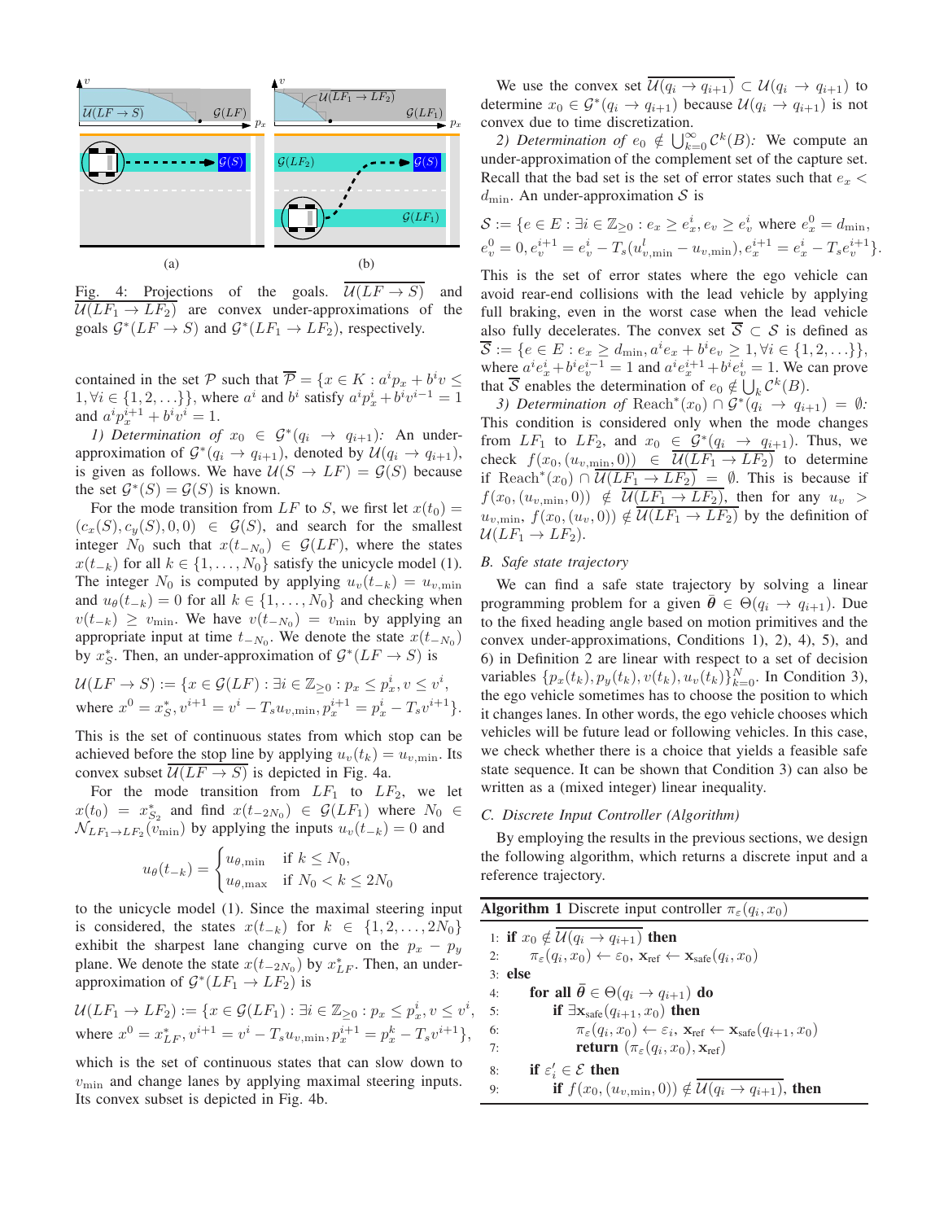(a) (b)

Fig. 4: Projections of the goals. $\overline{\mathcal{U}(LF \to S)}$ and $\overline{\mathcal{U}(LF_1 \to LF_2)}$ are convex under-approximations of the goals $\mathcal{G}^*(LF \to S)$ and $\mathcal{G}^*(LF_1 \to LF_2)$, respectively.

contained in the set $\mathcal{P}$ such that $\overline{\mathcal{P}} = \{x \in K : a^i p_x + b^i v \leq 1, \forall i \in \{1, 2, \ldots\}\}$, where $a^i$ and $b^i$ satisfy $a^i p_x^i + b^i v^{i-1} = 1$ and $a^i p_x^{i+1} + b^i v^i = 1$.

*1) Determination of $x_0 \in \mathcal{G}^*(q_i \to q_{i+1})$:* An under-approximation of $\mathcal{G}^*(q_i \to q_{i+1})$, denoted by $\mathcal{U}(q_i \to q_{i+1})$, is given as follows. We have $\mathcal{U}(S \to LF) = \mathcal{G}(S)$ because the set $\mathcal{G}^*(S) = \mathcal{G}(S)$ is known.

For the mode transition from $LF$ to $S$, we first let $x(t_0) = (c_x(S), c_y(S), 0, 0) \in \mathcal{G}(S)$, and search for the smallest integer $N_0$ such that $x(t_{-N_0}) \in \mathcal{G}(LF)$, where the states $x(t_{-k})$ for all $k \in \{1, \ldots, N_0\}$ satisfy the unicycle model (1). The integer $N_0$ is computed by applying $u_v(t_{-k}) = u_{v,\min}$ and $u_\theta(t_{-k}) = 0$ for all $k \in \{1, \ldots, N_0\}$ and checking when $v(t_{-k}) \geq v_{\min}$. We have $v(t_{-N_0}) = v_{\min}$ by applying an appropriate input at time $t_{-N_0}$. We denote the state $x(t_{-N_0})$ by $x_S^*$. Then, an under-approximation of $\mathcal{G}^*(LF \to S)$ is

$$\mathcal{U}(LF \to S) := \{x \in \mathcal{G}(LF) : \exists i \in \mathbb{Z}_{\geq 0} : p_x \leq p_x^i, v \leq v^i, \text{ where } x^0 = x_S^*, v^{i+1} = v^i - T_s u_{v,\min}, p_x^{i+1} = p_x^i - T_s v^{i+1}\}.$$

This is the set of continuous states from which stop can be achieved before the stop line by applying $u_v(t_k) = u_{v,\min}$. Its convex subset $\overline{\mathcal{U}(LF \to S)}$ is depicted in Fig. 4a.

For the mode transition from $LF_1$ to $LF_2$, we let $x(t_0) = x_{S_2}^*$ and find $x(t_{-2N_0}) \in \mathcal{G}(LF_1)$ where $N_0 \in \mathcal{N}_{LF_1 \to LF_2}(v_{\min})$ by applying the inputs $u_v(t_{-k}) = 0$ and

$$u_\theta(t_{-k}) = \begin{cases} u_{\theta,\min} & \text{if } k \leq N_0, \\ u_{\theta,\max} & \text{if } N_0 < k \leq 2N_0 \end{cases}$$

to the unicycle model (1). Since the maximal steering input is considered, the states $x(t_{-k})$ for $k \in \{1, 2, \ldots, 2N_0\}$ exhibit the sharpest lane changing curve on the $p_x - p_y$ plane. We denote the state $x(t_{-2N_0})$ by $x_{LF}^*$. Then, an under-approximation of $\mathcal{G}^*(LF_1 \to LF_2)$ is

$$\mathcal{U}(LF_1 \to LF_2) := \{x \in \mathcal{G}(LF_1) : \exists i \in \mathbb{Z}_{\geq 0} : p_x \leq p_x^i, v \leq v^i, \text{ where } x^0 = x_{LF}^*, v^{i+1} = v^i - T_s u_{v,\min}, p_x^{i+1} = p_x^k - T_s v^{i+1}\},$$

which is the set of continuous states that can slow down to $v_{\min}$ and change lanes by applying maximal steering inputs. Its convex subset is depicted in Fig. 4b.

We use the convex set $\overline{\mathcal{U}(q_i \to q_{i+1})} \subset \mathcal{U}(q_i \to q_{i+1})$ to determine $x_0 \in \mathcal{G}^*(q_i \to q_{i+1})$ because $\mathcal{U}(q_i \to q_{i+1})$ is not convex due to time discretization.

*2) Determination of $e_0 \notin \bigcup_{k=0}^{\infty} \mathcal{C}^k(B)$:* We compute an under-approximation of the complement set of the capture set. Recall that the bad set is the set of error states such that $e_x < d_{\min}$. An under-approximation $\mathcal{S}$ is

$$\mathcal{S} := \{e \in E : \exists i \in \mathbb{Z}_{\geq 0} : e_x \geq e_x^i, e_v \geq e_v^i \text{ where } e_x^0 = d_{\min}, e_v^0 = 0, e_v^{i+1} = e_v^i - T_s(u_{v,\min}^l - u_{v,\min}), e_x^{i+1} = e_x^i - T_s e_v^{i+1}\}.$$

This is the set of error states where the ego vehicle can avoid rear-end collisions with the lead vehicle by applying full braking, even in the worst case when the lead vehicle also fully decelerates. The convex set $\overline{\mathcal{S}} \subset \mathcal{S}$ is defined as $\overline{\mathcal{S}} := \{e \in E : e_x \geq d_{\min}, a^i e_x + b^i e_v \geq 1, \forall i \in \{1, 2, \ldots\}\}$, where $a^i e_x^i + b^i e_v^{i-1} = 1$ and $a^i e_x^{i+1} + b^i e_v^i = 1$. We can prove that $\overline{\mathcal{S}}$ enables the determination of $e_0 \notin \bigcup_k \mathcal{C}^k(B)$.

*3) Determination of $\text{Reach}^*(x_0) \cap \mathcal{G}^*(q_i \to q_{i+1}) = \emptyset$:* This condition is considered only when the mode changes from $LF_1$ to $LF_2$, and $x_0 \in \mathcal{G}^*(q_i \to q_{i+1})$. Thus, we check $f(x_0, (u_{v,\min}, 0)) \in \overline{\mathcal{U}(LF_1 \to LF_2)}$ to determine if $\text{Reach}^*(x_0) \cap \overline{\mathcal{U}(LF_1 \to LF_2)} = \emptyset$. This is because if $f(x_0, (u_{v,\min}, 0)) \notin \overline{\mathcal{U}(LF_1 \to LF_2)}$, then for any $u_v > u_{v,\min}$, $f(x_0, (u_v, 0)) \notin \overline{\mathcal{U}(LF_1 \to LF_2)}$ by the definition of $\mathcal{U}(LF_1 \to LF_2)$.

### B. Safe state trajectory

We can find a safe state trajectory by solving a linear programming problem for a given $\bar{\boldsymbol{\theta}} \in \Theta(q_i \to q_{i+1})$. Due to the fixed heading angle based on motion primitives and the convex under-approximations, Conditions 1), 2), 4), 5), and 6) in Definition 2 are linear with respect to a set of decision variables $\{p_x(t_k), p_y(t_k), v(t_k), u_v(t_k)\}_{k=0}^N$. In Condition 3), the ego vehicle sometimes has to choose the position to which it changes lanes. In other words, the ego vehicle chooses which vehicles will be future lead or following vehicles. In this case, we check whether there is a choice that yields a feasible safe state sequence. It can be shown that Condition 3) can also be written as a (mixed integer) linear inequality.

### C. Discrete Input Controller (Algorithm)

By employing the results in the previous sections, we design the following algorithm, which returns a discrete input and a reference trajectory.

**Algorithm 1** Discrete input controller $\pi_\varepsilon(q_i, x_0)$

```
1: if x_0 ∉ \overline{U(q_i → q_{i+1})} then
2:     π_ε(q_i, x_0) ← ε_0, x_ref ← x_safe(q_i, x_0)
3: else
4:     for all θ̄ ∈ Θ(q_i → q_{i+1}) do
5:         if ∃x_safe(q_{i+1}, x_0) then
6:             π_ε(q_i, x_0) ← ε_i, x_ref ← x_safe(q_{i+1}, x_0)
7:             return (π_ε(q_i, x_0), x_ref)
8:     if ε'_i ∈ E then
9:         if f(x_0, (u_{v,min}, 0)) ∉ \overline{U(q_i → q_{i+1})}, then
```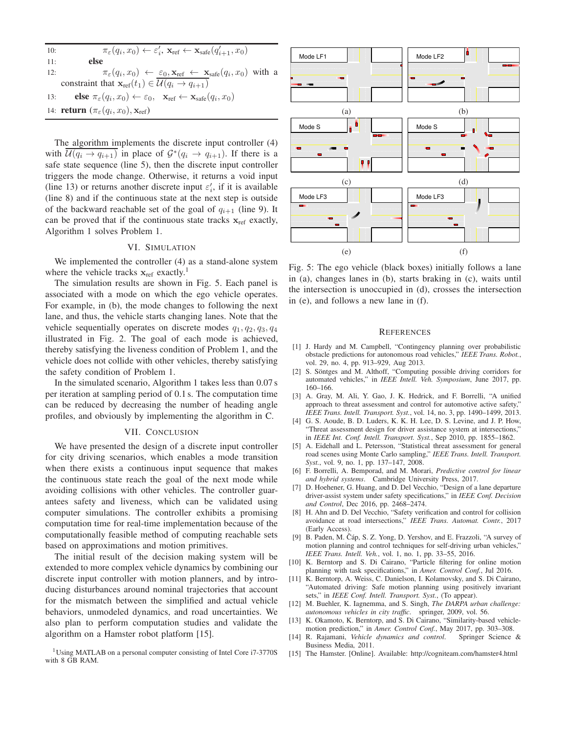10: $\pi_\varepsilon(q_i, x_0) \leftarrow \varepsilon_i'$, $\mathbf{x}_{\text{ref}} \leftarrow \mathbf{x}_{\text{safe}}(q_{i+1}', x_0)$

11: **else**

12: $\pi_\varepsilon(q_i, x_0) \leftarrow \varepsilon_0, \mathbf{x}_{\text{ref}} \leftarrow \mathbf{x}_{\text{safe}}(q_i, x_0)$ with a constraint that $\mathbf{x}_{\text{ref}}(t_1) \in \overline{\mathcal{U}}(q_i \to q_{i+1})$

13: **else** $\pi_\varepsilon(q_i, x_0) \leftarrow \varepsilon_0$, $\mathbf{x}_{\text{ref}} \leftarrow \mathbf{x}_{\text{safe}}(q_i, x_0)$

14: **return** $(\pi_\varepsilon(q_i, x_0), \mathbf{x}_{\text{ref}})$

The algorithm implements the discrete input controller (4) with $\overline{\mathcal{U}}(q_i \to q_{i+1})$ in place of $\mathcal{G}^*(q_i \to q_{i+1})$. If there is a safe state sequence (line 5), then the discrete input controller triggers the mode change. Otherwise, it returns a void input (line 13) or returns another discrete input $\varepsilon_i'$, if it is available (line 8) and if the continuous state at the next step is outside of the backward reachable set of the goal of $q_{i+1}$ (line 9). It can be proved that if the continuous state tracks $\mathbf{x}_{\text{ref}}$ exactly, Algorithm 1 solves Problem 1.

## VI. Simulation

We implemented the controller (4) as a stand-alone system where the vehicle tracks $\mathbf{x}_{\text{ref}}$ exactly.[1]

The simulation results are shown in Fig. 5. Each panel is associated with a mode on which the ego vehicle operates. For example, in (b), the mode changes to following the next lane, and thus, the vehicle starts changing lanes. Note that the vehicle sequentially operates on discrete modes $q_1, q_2, q_3, q_4$ illustrated in Fig. 2. The goal of each mode is achieved, thereby satisfying the liveness condition of Problem 1, and the vehicle does not collide with other vehicles, thereby satisfying the safety condition of Problem 1.

In the simulated scenario, Algorithm 1 takes less than 0.07 s per iteration at sampling period of 0.1 s. The computation time can be reduced by decreasing the number of heading angle profiles, and obviously by implementing the algorithm in C.

## VII. Conclusion

We have presented the design of a discrete input controller for city driving scenarios, which enables a mode transition when there exists a continuous input sequence that makes the continuous state reach the goal of the next mode while avoiding collisions with other vehicles. The controller guarantees safety and liveness, which can be validated using computer simulations. The controller exhibits a promising computation time for real-time implementation because of the computationally feasible method of computing reachable sets based on approximations and motion primitives.

The initial result of the decision making system will be extended to more complex vehicle dynamics by combining our discrete input controller with motion planners, and by introducing disturbances around nominal trajectories that account for the mismatch between the simplified and actual vehicle behaviors, unmodeled dynamics, and road uncertainties. We also plan to perform computation studies and validate the algorithm on a Hamster robot platform [15].

[1] Using MATLAB on a personal computer consisting of Intel Core i7-3770S with 8 GB RAM.

Mode LF1

(a)

Mode LF2

(b)

Mode S

(c)

Mode S

(d)

Mode LF3

(e)

Mode LF3

(f)

Fig. 5: The ego vehicle (black boxes) initially follows a lane in (a), changes lanes in (b), starts braking in (c), waits until the intersection is unoccupied in (d), crosses the intersection in (e), and follows a new lane in (f).

## References

[1] J. Hardy and M. Campbell, "Contingency planning over probabilistic obstacle predictions for autonomous road vehicles," *IEEE Trans. Robot.*, vol. 29, no. 4, pp. 913–929, Aug 2013.

[2] S. Söntges and M. Althoff, "Computing possible driving corridors for automated vehicles," in *IEEE Intell. Veh. Symposium*, June 2017, pp. 160–166.

[3] A. Gray, M. Ali, Y. Gao, J. K. Hedrick, and F. Borrelli, "A unified approach to threat assessment and control for automotive active safety," *IEEE Trans. Intell. Transport. Syst.*, vol. 14, no. 3, pp. 1490–1499, 2013.

[4] G. S. Aoude, B. D. Luders, K. K. H. Lee, D. S. Levine, and J. P. How, "Threat assessment design for driver assistance system at intersections," in *IEEE Int. Conf. Intell. Transport. Syst.*, Sep 2010, pp. 1855–1862.

[5] A. Eidehall and L. Petersson, "Statistical threat assessment for general road scenes using Monte Carlo sampling," *IEEE Trans. Intell. Transport. Syst.*, vol. 9, no. 1, pp. 137–147, 2008.

[6] F. Borrelli, A. Bemporad, and M. Morari, *Predictive control for linear and hybrid systems*. Cambridge University Press, 2017.

[7] D. Hoehener, G. Huang, and D. Del Vecchio, "Design of a lane departure driver-assist system under safety specifications," in *IEEE Conf. Decision and Control*, Dec 2016, pp. 2468–2474.

[8] H. Ahn and D. Del Vecchio, "Safety verification and control for collision avoidance at road intersections," *IEEE Trans. Automat. Contr.*, 2017 (Early Access).

[9] B. Paden, M. Čáp, S. Z. Yong, D. Yershov, and E. Frazzoli, "A survey of motion planning and control techniques for self-driving urban vehicles," *IEEE Trans. Intell. Veh.*, vol. 1, no. 1, pp. 33–55, 2016.

[10] K. Berntorp and S. Di Cairano, "Particle filtering for online motion planning with task specifications," in *Amer. Control Conf.*, Jul 2016.

[11] K. Berntorp, A. Weiss, C. Danielson, I. Kolamovsky, and S. Di Cairano, "Automated driving: Safe motion planning using positively invariant sets," in *IEEE Conf. Intell. Transport. Syst.*, (To appear).

[12] M. Buehler, K. Iagnemma, and S. Singh, *The DARPA urban challenge: autonomous vehicles in city traffic*. springer, 2009, vol. 56.

[13] K. Okamoto, K. Berntorp, and S. Di Cairano, "Similarity-based vehicle-motion prediction," in *Amer. Control Conf.*, May 2017, pp. 303–308.

[14] R. Rajamani, *Vehicle dynamics and control*. Springer Science & Business Media, 2011.

[15] The Hamster. [Online]. Available: http://cogniteam.com/hamster4.html